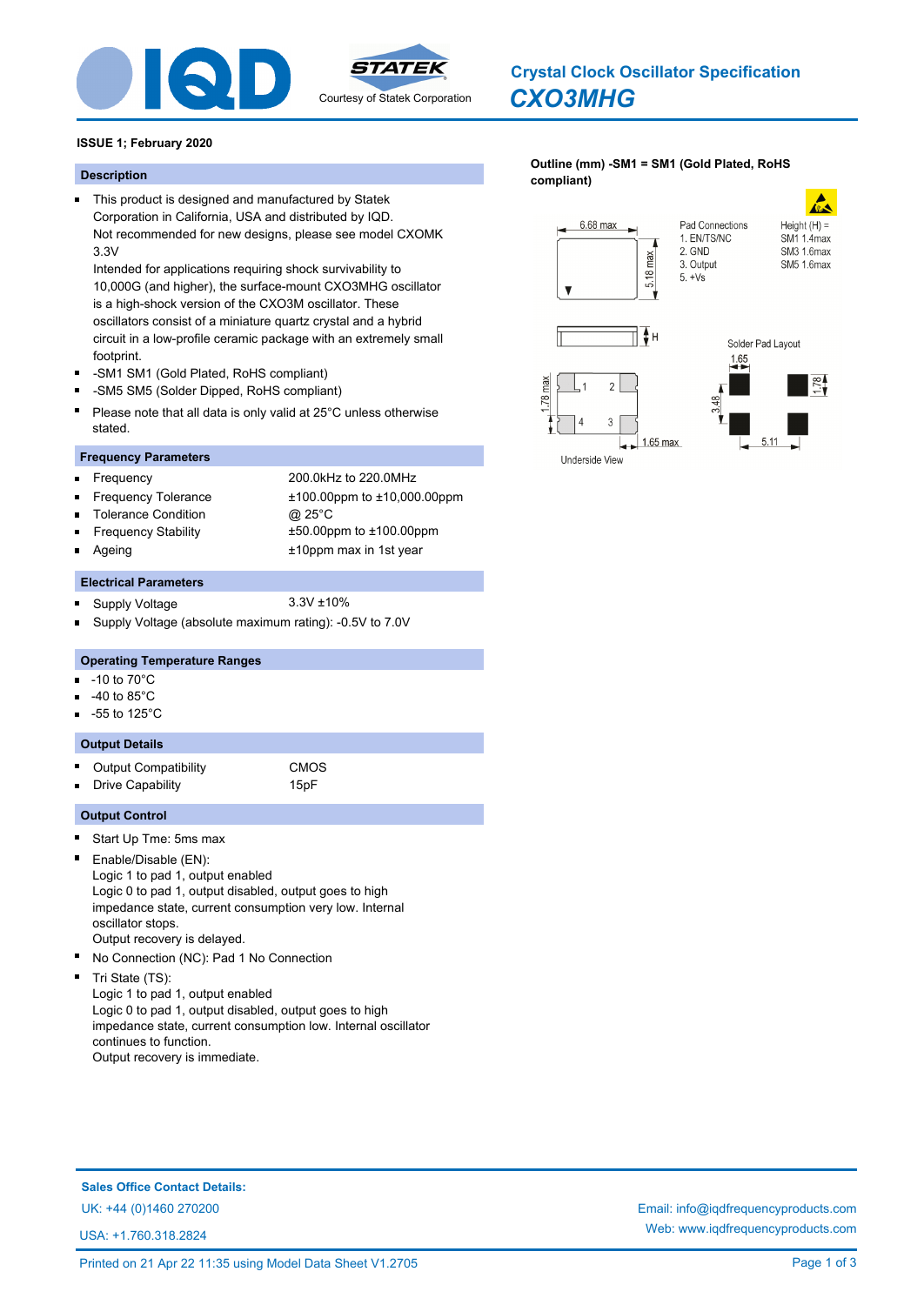# Crystal Clock Oscillator Specification

## *CXO3MHG*

**ISSUE 1; February 2020**

### Description

- This product is designed and manufactured by Statek Corporation in California, USA and distributed by IQD.
  Not recommended for new designs, please see model CXOMK 3.3V
  Intended for applications requiring shock survivability to 10,000G (and higher), the surface-mount CXO3MHG oscillator is a high-shock version of the CXO3M oscillator. These oscillators consist of a miniature quartz crystal and a hybrid circuit in a low-profile ceramic package with an extremely small footprint.
- -SM1 SM1 (Gold Plated, RoHS compliant)
- -SM5 SM5 (Solder Dipped, RoHS compliant)
- Please note that all data is only valid at 25°C unless otherwise stated.

### Frequency Parameters

- Frequency: 200.0kHz to 220.0MHz
- Frequency Tolerance: ±100.00ppm to ±10,000.00ppm
- Tolerance Condition: @ 25°C
- Frequency Stability: ±50.00ppm to ±100.00ppm
- Ageing: ±10ppm max in 1st year

### Electrical Parameters

- Supply Voltage: 3.3V ±10%
- Supply Voltage (absolute maximum rating): -0.5V to 7.0V

### Operating Temperature Ranges

- -10 to 70°C
- -40 to 85°C
- -55 to 125°C

### Output Details

- Output Compatibility: CMOS
- Drive Capability: 15pF

### Output Control

- Start Up Tme: 5ms max
- Enable/Disable (EN):
  Logic 1 to pad 1, output enabled
  Logic 0 to pad 1, output disabled, output goes to high impedance state, current consumption very low. Internal oscillator stops.
  Output recovery is delayed.
- No Connection (NC): Pad 1 No Connection
- Tri State (TS):
  Logic 1 to pad 1, output enabled
  Logic 0 to pad 1, output disabled, output goes to high impedance state, current consumption low. Internal oscillator continues to function.
  Output recovery is immediate.

**Outline (mm) -SM1 = SM1 (Gold Plated, RoHS compliant)**

6.68 max
5.18 max

Pad Connections
1. EN/TS/NC
2. GND
3. Output
5. +Vs

Height (H) =
SM1 1.4max
SM3 1.6max
SM5 1.6max

H

Solder Pad Layout
1.65
1.78
3.48
5.11

1.78 max
1.65 max
Underside View

**Sales Office Contact Details:**

UK: +44 (0)1460 270200

USA: +1.760.318.2824

Email: info@iqdfrequencyproducts.com

Web: www.iqdfrequencyproducts.com

Printed on 21 Apr 22 11:35 using Model Data Sheet V1.2705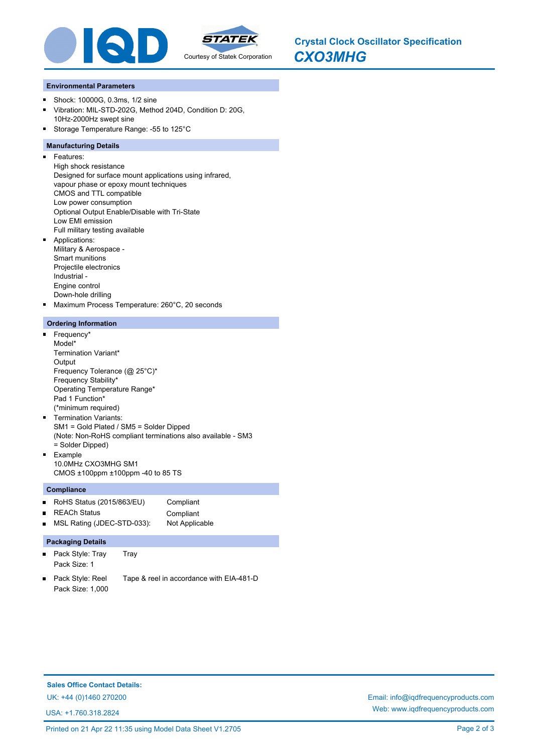# Crystal Clock Oscillator Specification

## *CXO3MHG*

### Environmental Parameters

- Shock: 10000G, 0.3ms, 1/2 sine
- Vibration: MIL-STD-202G, Method 204D, Condition D: 20G, 10Hz-2000Hz swept sine
- Storage Temperature Range: -55 to 125°C

### Manufacturing Details

- Features:
  High shock resistance
  Designed for surface mount applications using infrared, vapour phase or epoxy mount techniques
  CMOS and TTL compatible
  Low power consumption
  Optional Output Enable/Disable with Tri-State
  Low EMI emission
  Full military testing available
- Applications:
  Military & Aerospace -
  Smart munitions
  Projectile electronics
  Industrial -
  Engine control
  Down-hole drilling
- Maximum Process Temperature: 260°C, 20 seconds

### Ordering Information

- Frequency*
  Model*
  Termination Variant*
  Output
  Frequency Tolerance (@ 25°C)*
  Frequency Stability*
  Operating Temperature Range*
  Pad 1 Function*
  (*minimum required)
- Termination Variants:
  SM1 = Gold Plated / SM5 = Solder Dipped
  (Note: Non-RoHS compliant terminations also available - SM3 = Solder Dipped)
- Example
  10.0MHz CXO3MHG SM1
  CMOS ±100ppm ±100ppm -40 to 85 TS

### Compliance

| | |
|---|---|
| RoHS Status (2015/863/EU) | Compliant |
| REACh Status | Compliant |
| MSL Rating (JDEC-STD-033): | Not Applicable |

### Packaging Details

| | |
|---|---|
| Pack Style: Tray<br>Pack Size: 1 | Tray |
| Pack Style: Reel<br>Pack Size: 1,000 | Tape & reel in accordance with EIA-481-D |

**Sales Office Contact Details:**

UK: +44 (0)1460 270200

USA: +1.760.318.2824

Email: info@iqdfrequencyproducts.com

Web: www.iqdfrequencyproducts.com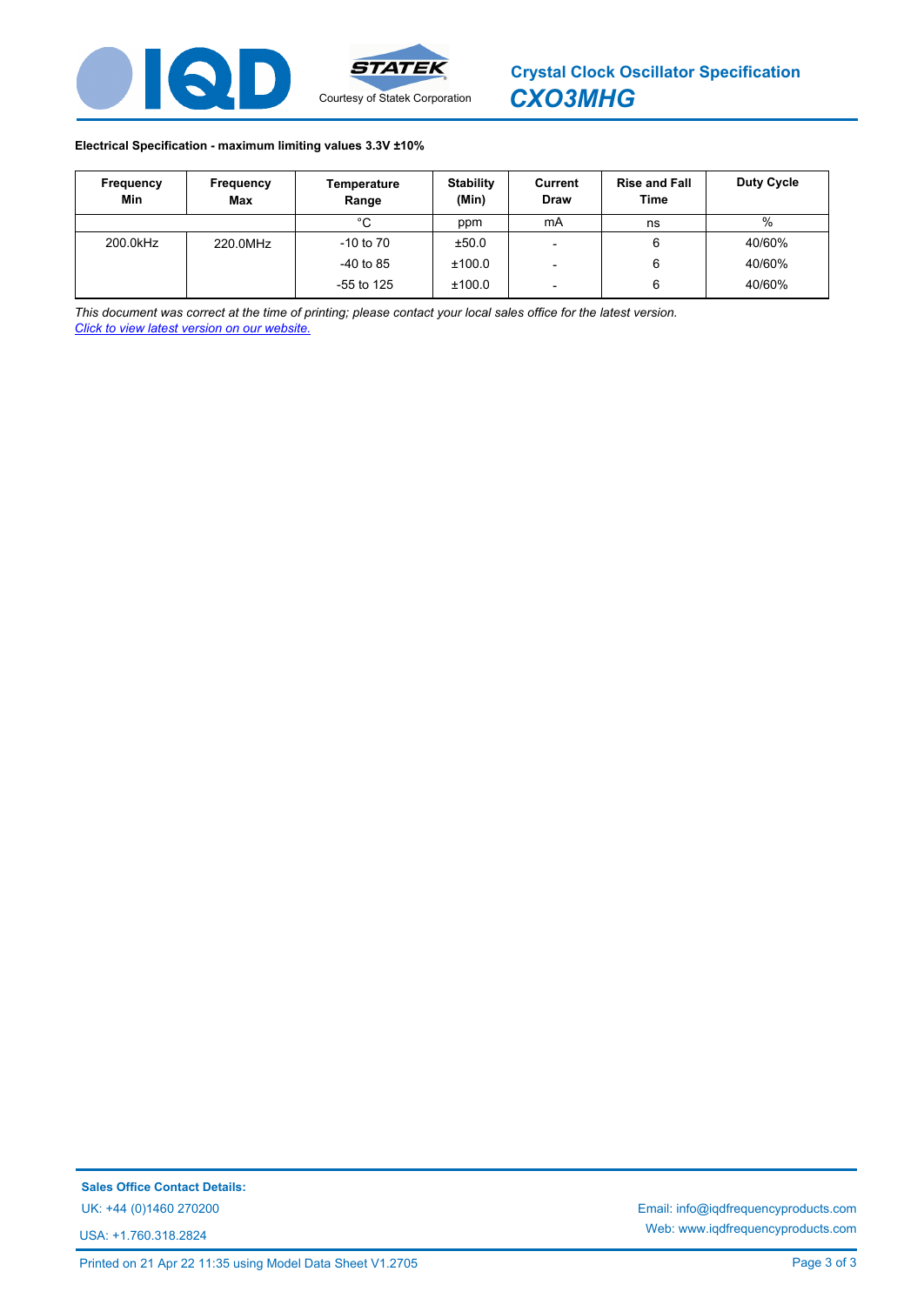**Electrical Specification - maximum limiting values 3.3V ±10%**

| Frequency Min | Frequency Max | Temperature Range | Stability (Min) | Current Draw | Rise and Fall Time | Duty Cycle |
|---|---|---|---|---|---|---|
| | | °C | ppm | mA | ns | % |
| 200.0kHz | 220.0MHz | -10 to 70 | ±50.0 | - | 6 | 40/60% |
| | | -40 to 85 | ±100.0 | - | 6 | 40/60% |
| | | -55 to 125 | ±100.0 | - | 6 | 40/60% |

*This document was correct at the time of printing; please contact your local sales office for the latest version.*
*Click to view latest version on our website.*

**Sales Office Contact Details:**

UK: +44 (0)1460 270200

USA: +1.760.318.2824

Email: info@iqdfrequencyproducts.com

Web: www.iqdfrequencyproducts.com